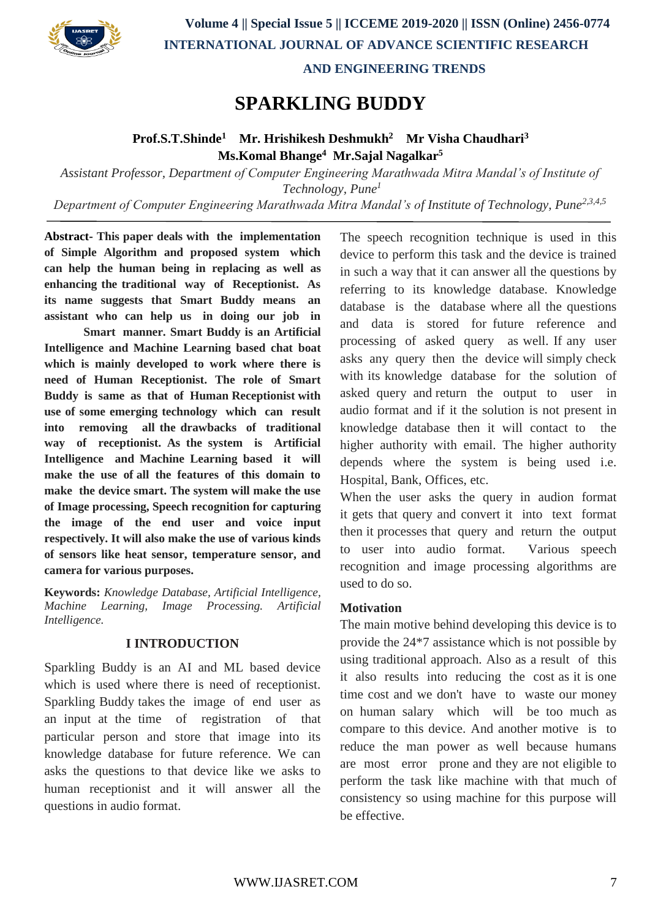# SPARKLING BUDDY

**Prof.S.T.Shinde[1] Mr. Hrishikesh Deshmukh[2] Mr Visha Chaudhari[3] Ms.Komal Bhange[4] Mr.Sajal Nagalkar[5]**

*Assistant Professor, Department of Computer Engineering Marathwada Mitra Mandal's of Institute of Technology, Pune[1]*

*Department of Computer Engineering Marathwada Mitra Mandal's of Institute of Technology, Pune[2,3,4,5]*

---

**Abstract- This paper deals with the implementation of Simple Algorithm and proposed system which can help the human being in replacing as well as enhancing the traditional way of Receptionist. As its name suggests that Smart Buddy means an assistant who can help us in doing our job in Smart manner. Smart Buddy is an Artificial Intelligence and Machine Learning based chat boat which is mainly developed to work where there is need of Human Receptionist. The role of Smart Buddy is same as that of Human Receptionist with use of some emerging technology which can result into removing all the drawbacks of traditional way of receptionist. As the system is Artificial Intelligence and Machine Learning based it will make the use of all the features of this domain to make the device smart. The system will make the use of Image processing, Speech recognition for capturing the image of the end user and voice input respectively. It will also make the use of various kinds of sensors like heat sensor, temperature sensor, and camera for various purposes.**

**Keywords:** *Knowledge Database, Artificial Intelligence, Machine Learning, Image Processing. Artificial Intelligence.*

## I INTRODUCTION

Sparkling Buddy is an AI and ML based device which is used where there is need of receptionist. Sparkling Buddy takes the image of end user as an input at the time of registration of that particular person and store that image into its knowledge database for future reference. We can asks the questions to that device like we asks to human receptionist and it will answer all the questions in audio format.

The speech recognition technique is used in this device to perform this task and the device is trained in such a way that it can answer all the questions by referring to its knowledge database. Knowledge database is the database where all the questions and data is stored for future reference and processing of asked query as well. If any user asks any query then the device will simply check with its knowledge database for the solution of asked query and return the output to user in audio format and if it the solution is not present in knowledge database then it will contact to the higher authority with email. The higher authority depends where the system is being used i.e. Hospital, Bank, Offices, etc.

When the user asks the query in audion format it gets that query and convert it into text format then it processes that query and return the output to user into audio format. Various speech recognition and image processing algorithms are used to do so.

### Motivation

The main motive behind developing this device is to provide the 24*7 assistance which is not possible by using traditional approach. Also as a result of this it also results into reducing the cost as it is one time cost and we don't have to waste our money on human salary which will be too much as compare to this device. And another motive is to reduce the man power as well because humans are most error prone and they are not eligible to perform the task like machine with that much of consistency so using machine for this purpose will be effective.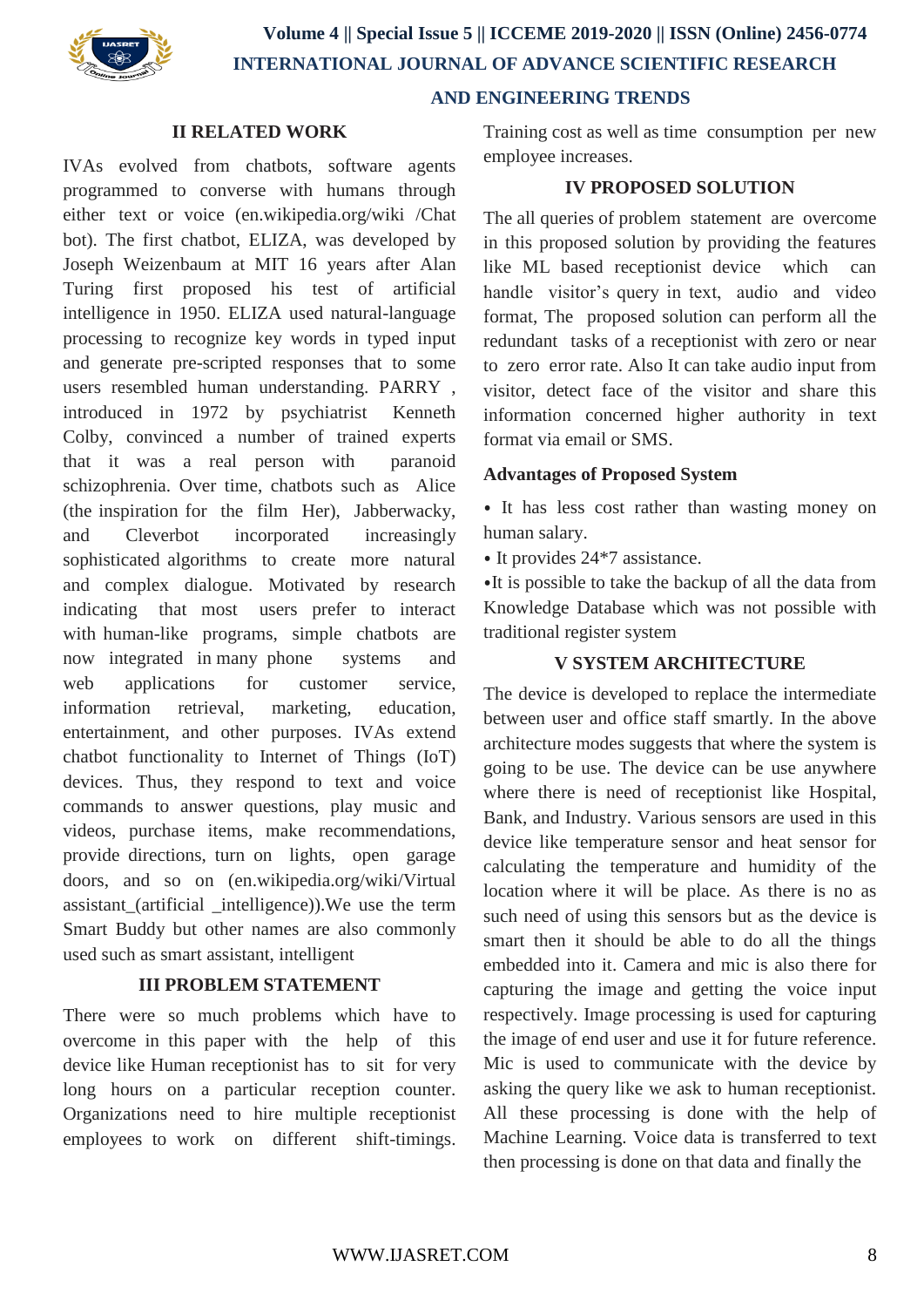## II RELATED WORK

IVAs evolved from chatbots, software agents programmed to converse with humans through either text or voice (en.wikipedia.org/wiki /Chat bot). The first chatbot, ELIZA, was developed by Joseph Weizenbaum at MIT 16 years after Alan Turing first proposed his test of artificial intelligence in 1950. ELIZA used natural-language processing to recognize key words in typed input and generate pre-scripted responses that to some users resembled human understanding. PARRY , introduced in 1972 by psychiatrist Kenneth Colby, convinced a number of trained experts that it was a real person with paranoid schizophrenia. Over time, chatbots such as Alice (the inspiration for the film Her), Jabberwacky, and Cleverbot incorporated increasingly sophisticated algorithms to create more natural and complex dialogue. Motivated by research indicating that most users prefer to interact with human-like programs, simple chatbots are now integrated in many phone systems and web applications for customer service, information retrieval, marketing, education, entertainment, and other purposes. IVAs extend chatbot functionality to Internet of Things (IoT) devices. Thus, they respond to text and voice commands to answer questions, play music and videos, purchase items, make recommendations, provide directions, turn on lights, open garage doors, and so on (en.wikipedia.org/wiki/Virtual assistant_(artificial _intelligence)).We use the term Smart Buddy but other names are also commonly used such as smart assistant, intelligent

## III PROBLEM STATEMENT

There were so much problems which have to overcome in this paper with the help of this device like Human receptionist has to sit for very long hours on a particular reception counter. Organizations need to hire multiple receptionist employees to work on different shift-timings. Training cost as well as time consumption per new employee increases.

## IV PROPOSED SOLUTION

The all queries of problem statement are overcome in this proposed solution by providing the features like ML based receptionist device which can handle visitor's query in text, audio and video format, The proposed solution can perform all the redundant tasks of a receptionist with zero or near to zero error rate. Also It can take audio input from visitor, detect face of the visitor and share this information concerned higher authority in text format via email or SMS.

**Advantages of Proposed System**

- It has less cost rather than wasting money on human salary.
- It provides 24*7 assistance.
- It is possible to take the backup of all the data from Knowledge Database which was not possible with traditional register system

## V SYSTEM ARCHITECTURE

The device is developed to replace the intermediate between user and office staff smartly. In the above architecture modes suggests that where the system is going to be use. The device can be use anywhere where there is need of receptionist like Hospital, Bank, and Industry. Various sensors are used in this device like temperature sensor and heat sensor for calculating the temperature and humidity of the location where it will be place. As there is no as such need of using this sensors but as the device is smart then it should be able to do all the things embedded into it. Camera and mic is also there for capturing the image and getting the voice input respectively. Image processing is used for capturing the image of end user and use it for future reference. Mic is used to communicate with the device by asking the query like we ask to human receptionist. All these processing is done with the help of Machine Learning. Voice data is transferred to text then processing is done on that data and finally the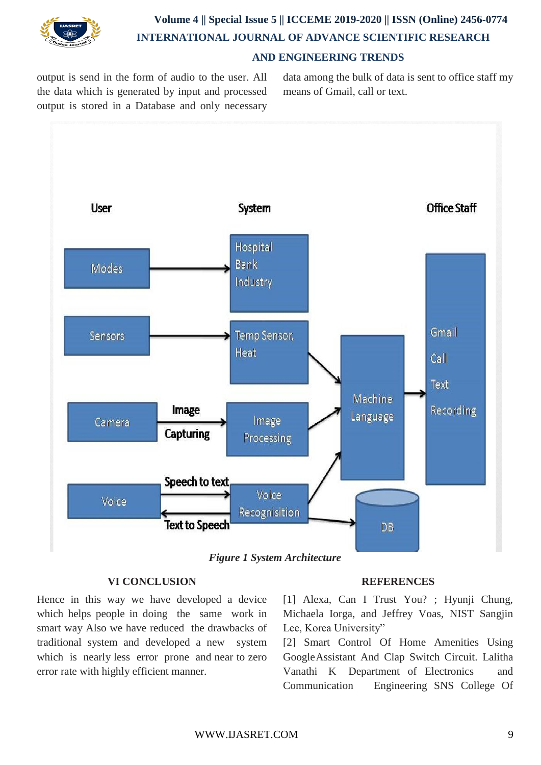output is send in the form of audio to the user. All the data which is generated by input and processed output is stored in a Database and only necessary data among the bulk of data is sent to office staff my means of Gmail, call or text.

*Figure 1 System Architecture*

## VI CONCLUSION

Hence in this way we have developed a device which helps people in doing the same work in smart way Also we have reduced the drawbacks of traditional system and developed a new system which is nearly less error prone and near to zero error rate with highly efficient manner.

## REFERENCES

[1] Alexa, Can I Trust You? ; Hyunji Chung, Michaela Iorga, and Jeffrey Voas, NIST Sangjin Lee, Korea University"

[2] Smart Control Of Home Amenities Using GoogleAssistant And Clap Switch Circuit. Lalitha Vanathi K Department of Electronics and Communication Engineering SNS College Of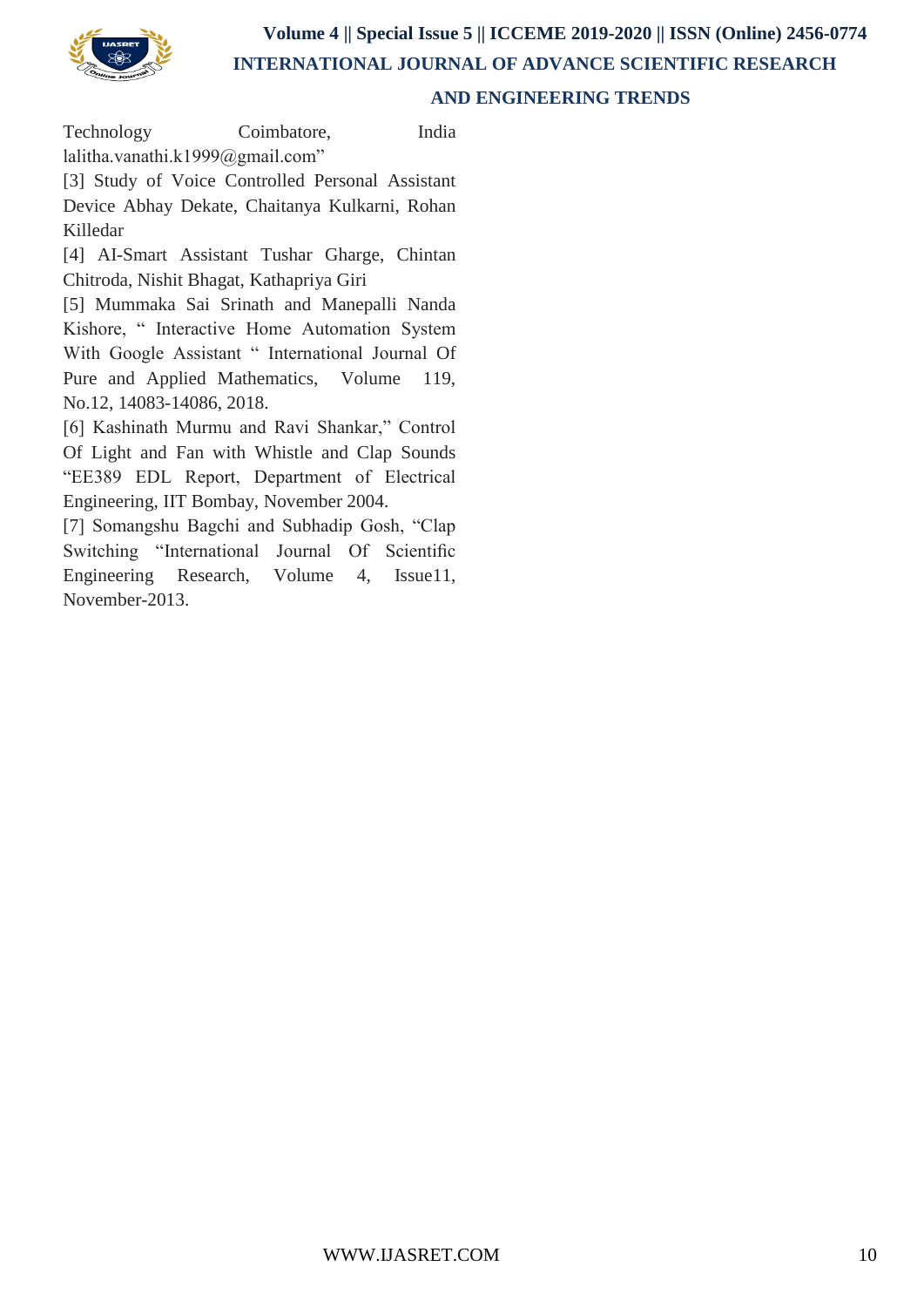Technology Coimbatore, India lalitha.vanathi.k1999@gmail.com"

[3] Study of Voice Controlled Personal Assistant Device Abhay Dekate, Chaitanya Kulkarni, Rohan Killedar

[4] AI-Smart Assistant Tushar Gharge, Chintan Chitroda, Nishit Bhagat, Kathapriya Giri

[5] Mummaka Sai Srinath and Manepalli Nanda Kishore, " Interactive Home Automation System With Google Assistant " International Journal Of Pure and Applied Mathematics, Volume 119, No.12, 14083-14086, 2018.

[6] Kashinath Murmu and Ravi Shankar," Control Of Light and Fan with Whistle and Clap Sounds "EE389 EDL Report, Department of Electrical Engineering, IIT Bombay, November 2004.

[7] Somangshu Bagchi and Subhadip Gosh, "Clap Switching "International Journal Of Scientific Engineering Research, Volume 4, Issue11, November-2013.